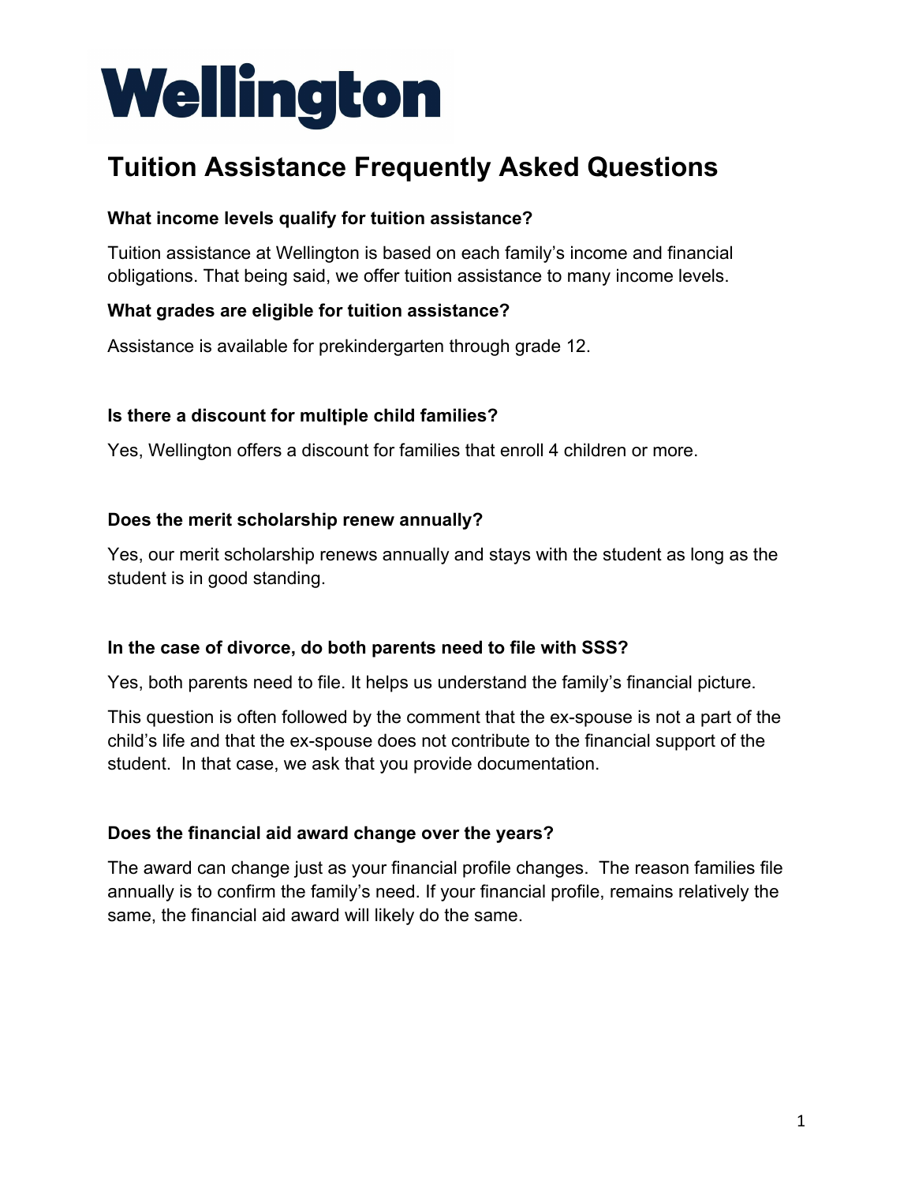# Wellington

## Tuition Assistance Frequently Asked Questions

**What income levels qualify for tuition assistance?**

Tuition assistance at Wellington is based on each family's income and financial obligations. That being said, we offer tuition assistance to many income levels.

**What grades are eligible for tuition assistance?**

Assistance is available for prekindergarten through grade 12.

**Is there a discount for multiple child families?**

Yes, Wellington offers a discount for families that enroll 4 children or more.

**Does the merit scholarship renew annually?**

Yes, our merit scholarship renews annually and stays with the student as long as the student is in good standing.

**In the case of divorce, do both parents need to file with SSS?**

Yes, both parents need to file. It helps us understand the family's financial picture.

This question is often followed by the comment that the ex-spouse is not a part of the child's life and that the ex-spouse does not contribute to the financial support of the student. In that case, we ask that you provide documentation.

**Does the financial aid award change over the years?**

The award can change just as your financial profile changes. The reason families file annually is to confirm the family's need. If your financial profile, remains relatively the same, the financial aid award will likely do the same.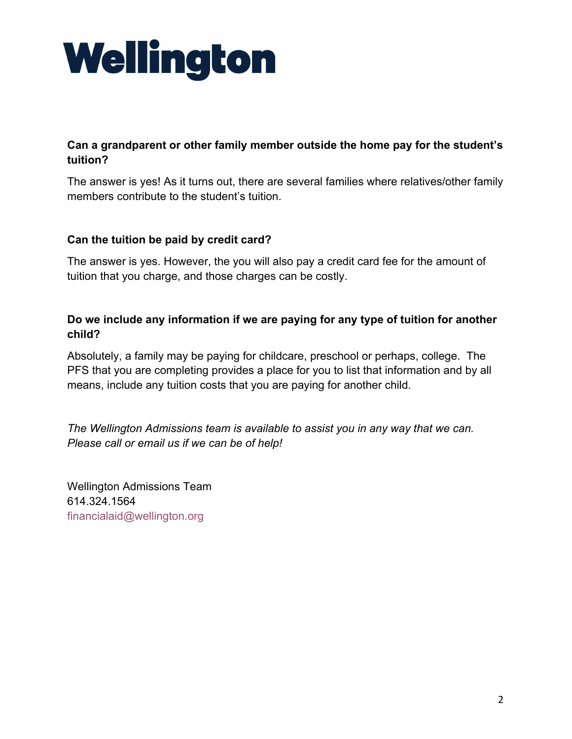# Wellington

**Can a grandparent or other family member outside the home pay for the student's tuition?**

The answer is yes! As it turns out, there are several families where relatives/other family members contribute to the student's tuition.

**Can the tuition be paid by credit card?**

The answer is yes. However, the you will also pay a credit card fee for the amount of tuition that you charge, and those charges can be costly.

**Do we include any information if we are paying for any type of tuition for another child?**

Absolutely, a family may be paying for childcare, preschool or perhaps, college. The PFS that you are completing provides a place for you to list that information and by all means, include any tuition costs that you are paying for another child.

*The Wellington Admissions team is available to assist you in any way that we can. Please call or email us if we can be of help!*

Wellington Admissions Team
614.324.1564
financialaid@wellington.org